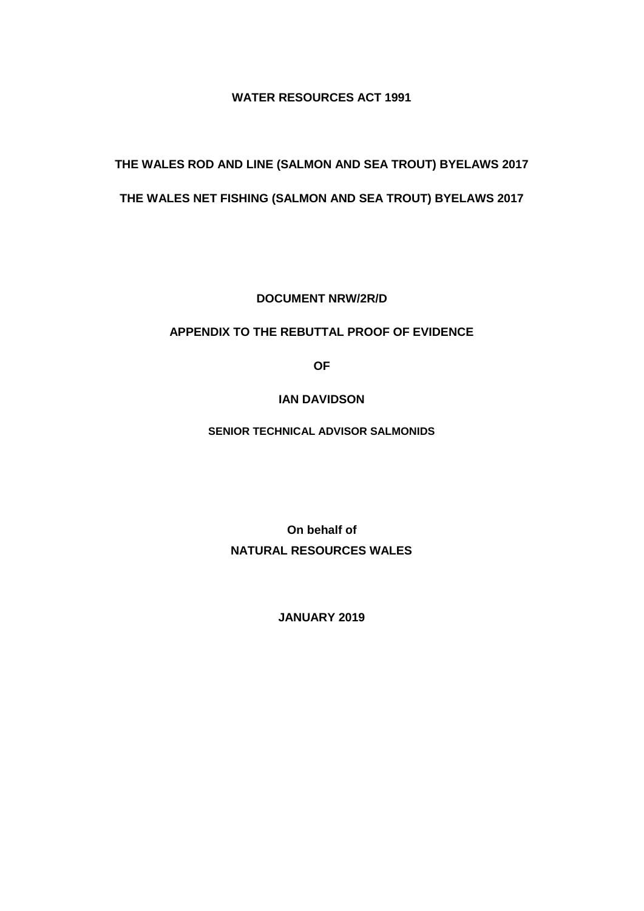**WATER RESOURCES ACT 1991**

**THE WALES ROD AND LINE (SALMON AND SEA TROUT) BYELAWS 2017**

**THE WALES NET FISHING (SALMON AND SEA TROUT) BYELAWS 2017**

**DOCUMENT NRW/2R/D**

**APPENDIX TO THE REBUTTAL PROOF OF EVIDENCE**

**OF**

**IAN DAVIDSON**

**SENIOR TECHNICAL ADVISOR SALMONIDS**

**On behalf of**

**NATURAL RESOURCES WALES**

**JANUARY 2019**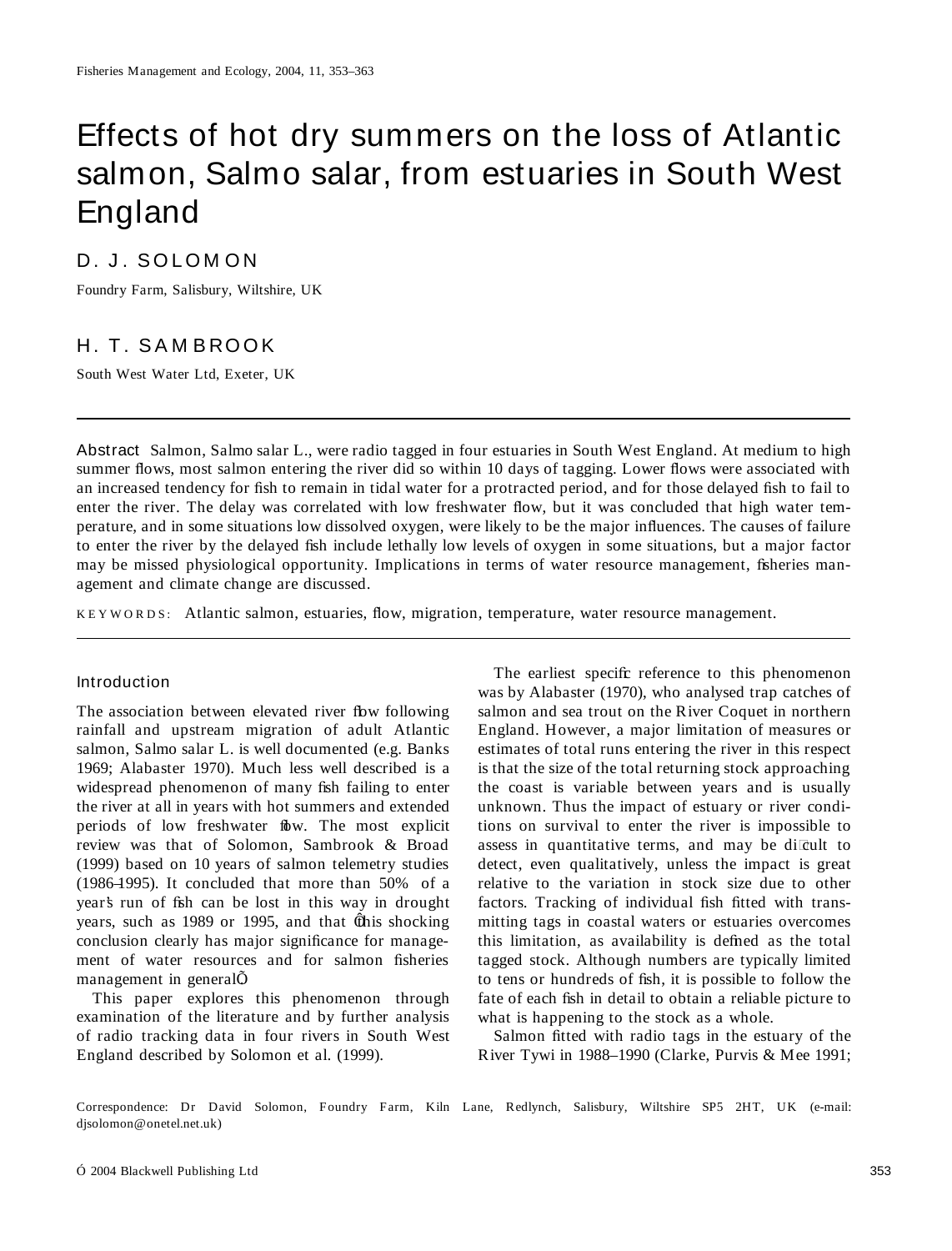# Effects of hot dry summers on the loss of Atlantic salmon, Salmo salar, from estuaries in South West England

D. J. SOLOMON

Foundry Farm, Salisbury, Wiltshire, UK

H. T. SAMBROOK

South West Water Ltd, Exeter, UK

**Abstract** Salmon, *Salmo salar* L., were radio tagged in four estuaries in South West England. At medium to high summer flows, most salmon entering the river did so within 10 days of tagging. Lower flows were associated with an increased tendency for fish to remain in tidal water for a protracted period, and for those delayed fish to fail to enter the river. The delay was correlated with low freshwater flow, but it was concluded that high water temperature, and in some situations low dissolved oxygen, were likely to be the major influences. The causes of failure to enter the river by the delayed fish include lethally low levels of oxygen in some situations, but a major factor may be missed physiological opportunity. Implications in terms of water resource management, fisheries management and climate change are discussed.

KEYWORDS: Atlantic salmon, estuaries, flow, migration, temperature, water resource management.

## Introduction

The association between elevated river flow following rainfall and upstream migration of adult Atlantic salmon, *Salmo salar* L. is well documented (e.g. Banks 1969; Alabaster 1970). Much less well described is a widespread phenomenon of many fish failing to enter the river at all in years with hot summers and extended periods of low freshwater flow. The most explicit review was that of Solomon, Sambrook & Broad (1999) based on 10 years of salmon telemetry studies (1986–1995). It concluded that more than 50% of a year's run of fish can be lost in this way in drought years, such as 1989 or 1995, and that 'this shocking conclusion clearly has major significance for management of water resources and for salmon fisheries management in general'.

This paper explores this phenomenon through examination of the literature and by further analysis of radio tracking data in four rivers in South West England described by Solomon et al. (1999).

The earliest specific reference to this phenomenon was by Alabaster (1970), who analysed trap catches of salmon and sea trout on the River Coquet in northern England. However, a major limitation of measures or estimates of total runs entering the river in this respect is that the size of the total returning stock approaching the coast is variable between years and is usually unknown. Thus the impact of estuary or river conditions on survival to enter the river is impossible to assess in quantitative terms, and may be difficult to detect, even qualitatively, unless the impact is great relative to the variation in stock size due to other factors. Tracking of individual fish fitted with transmitting tags in coastal waters or estuaries overcomes this limitation, as availability is defined as the total tagged stock. Although numbers are typically limited to tens or hundreds of fish, it is possible to follow the fate of each fish in detail to obtain a reliable picture to what is happening to the stock as a whole.

Salmon fitted with radio tags in the estuary of the River Tywi in 1988–1990 (Clarke, Purvis & Mee 1991;

Correspondence: Dr David Solomon, Foundry Farm, Kiln Lane, Redlynch, Salisbury, Wiltshire SP5 2HT, UK (e-mail: djsolomon@onetel.net.uk)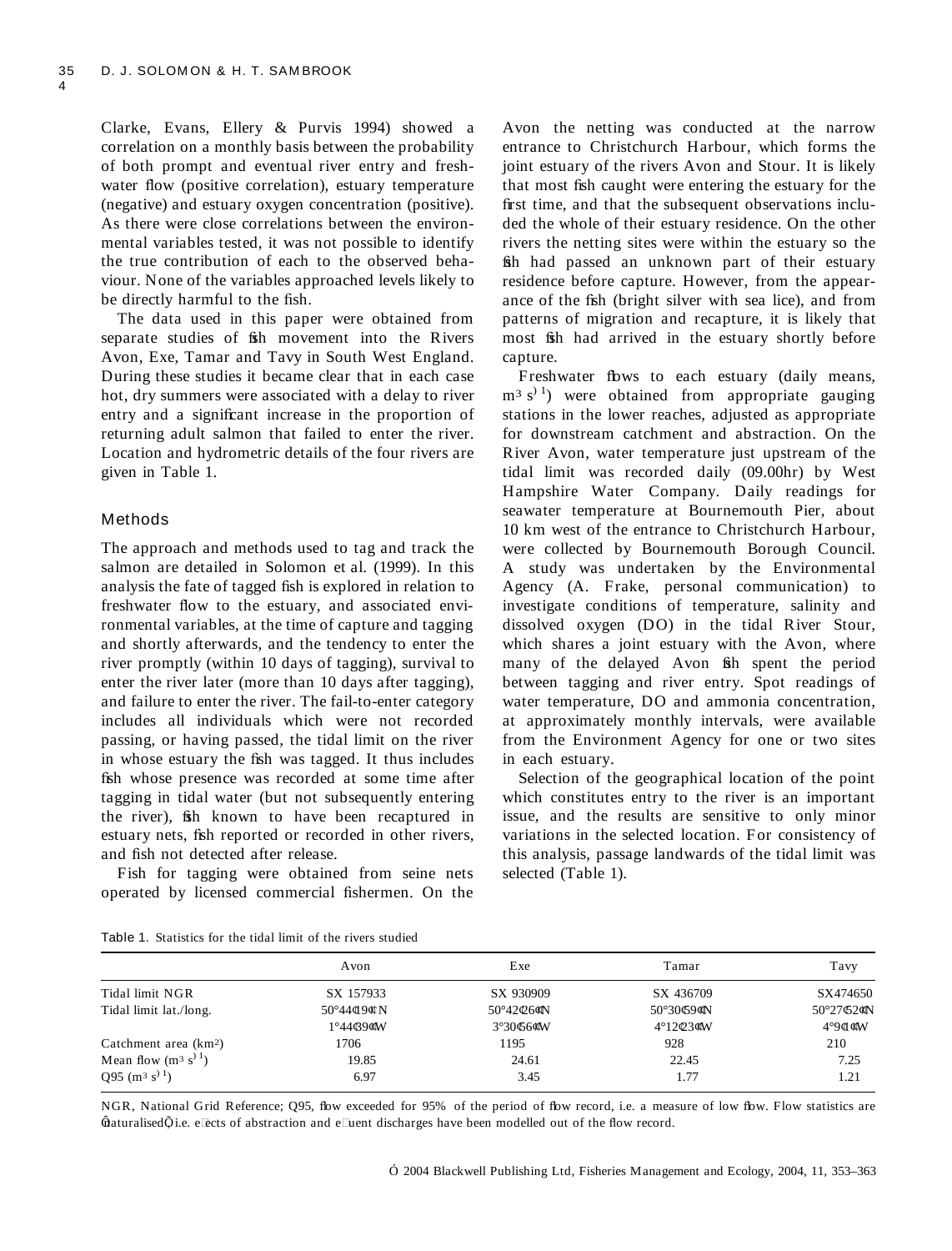Clarke, Evans, Ellery & Purvis 1994) showed a correlation on a monthly basis between the probability of both prompt and eventual river entry and freshwater flow (positive correlation), estuary temperature (negative) and estuary oxygen concentration (positive). As there were close correlations between the environmental variables tested, it was not possible to identify the true contribution of each to the observed behaviour. None of the variables approached levels likely to be directly harmful to the fish.

The data used in this paper were obtained from separate studies of fish movement into the Rivers Avon, Exe, Tamar and Tavy in South West England. During these studies it became clear that in each case hot, dry summers were associated with a delay to river entry and a significant increase in the proportion of returning adult salmon that failed to enter the river. Location and hydrometric details of the four rivers are given in Table 1.

## Methods

The approach and methods used to tag and track the salmon are detailed in Solomon et al. (1999). In this analysis the fate of tagged fish is explored in relation to freshwater flow to the estuary, and associated environmental variables, at the time of capture and tagging and shortly afterwards, and the tendency to enter the river promptly (within 10 days of tagging), survival to enter the river later (more than 10 days after tagging), and failure to enter the river. The fail-to-enter category includes all individuals which were not recorded passing, or having passed, the tidal limit on the river in whose estuary the fish was tagged. It thus includes fish whose presence was recorded at some time after tagging in tidal water (but not subsequently entering the river), fish known to have been recaptured in estuary nets, fish reported or recorded in other rivers, and fish not detected after release.

Fish for tagging were obtained from seine nets operated by licensed commercial fishermen. On the Avon the netting was conducted at the narrow entrance to Christchurch Harbour, which forms the joint estuary of the rivers Avon and Stour. It is likely that most fish caught were entering the estuary for the first time, and that the subsequent observations included the whole of their estuary residence. On the other rivers the netting sites were within the estuary so the fish had passed an unknown part of their estuary residence before capture. However, from the appearance of the fish (bright silver with sea lice), and from patterns of migration and recapture, it is likely that most fish had arrived in the estuary shortly before capture.

Freshwater flows to each estuary (daily means, $m^3 s^{-1}$) were obtained from appropriate gauging stations in the lower reaches, adjusted as appropriate for downstream catchment and abstraction. On the River Avon, water temperature just upstream of the tidal limit was recorded daily (09.00hr) by West Hampshire Water Company. Daily readings for seawater temperature at Bournemouth Pier, about 10 km west of the entrance to Christchurch Harbour, were collected by Bournemouth Borough Council. A study was undertaken by the Environmental Agency (A. Frake, personal communication) to investigate conditions of temperature, salinity and dissolved oxygen (DO) in the tidal River Stour, which shares a joint estuary with the Avon, where many of the delayed Avon fish spent the period between tagging and river entry. Spot readings of water temperature, DO and ammonia concentration, at approximately monthly intervals, were available from the Environment Agency for one or two sites in each estuary.

Selection of the geographical location of the point which constitutes entry to the river is an important issue, and the results are sensitive to only minor variations in the selected location. For consistency of this analysis, passage landwards of the tidal limit was selected (Table 1).

Table 1. Statistics for the tidal limit of the rivers studied

| | Avon | Exe | Tamar | Tavy |
|---|---|---|---|---|
| Tidal limit NGR | SX 157933 | SX 930909 | SX 436709 | SX474650 |
| Tidal limit lat./long. | 50°44′19″N 1°44′39″W | 50°42′26″N 3°30′56″W | 50°30′59″N 4°12′23″W | 50°27′52″N 4°9′1″W |
| Catchment area ($km^2$) | 1706 | 1195 | 928 | 210 |
| Mean flow ($m^3 s^{-1}$) | 19.85 | 24.61 | 22.45 | 7.25 |
| Q95 ($m^3 s^{-1}$) | 6.97 | 3.45 | 1.77 | 1.21 |

NGR, National Grid Reference; Q95, flow exceeded for 95% of the period of flow record, i.e. a measure of low flow. Flow statistics are 'naturalised', i.e. effects of abstraction and effluent discharges have been modelled out of the flow record.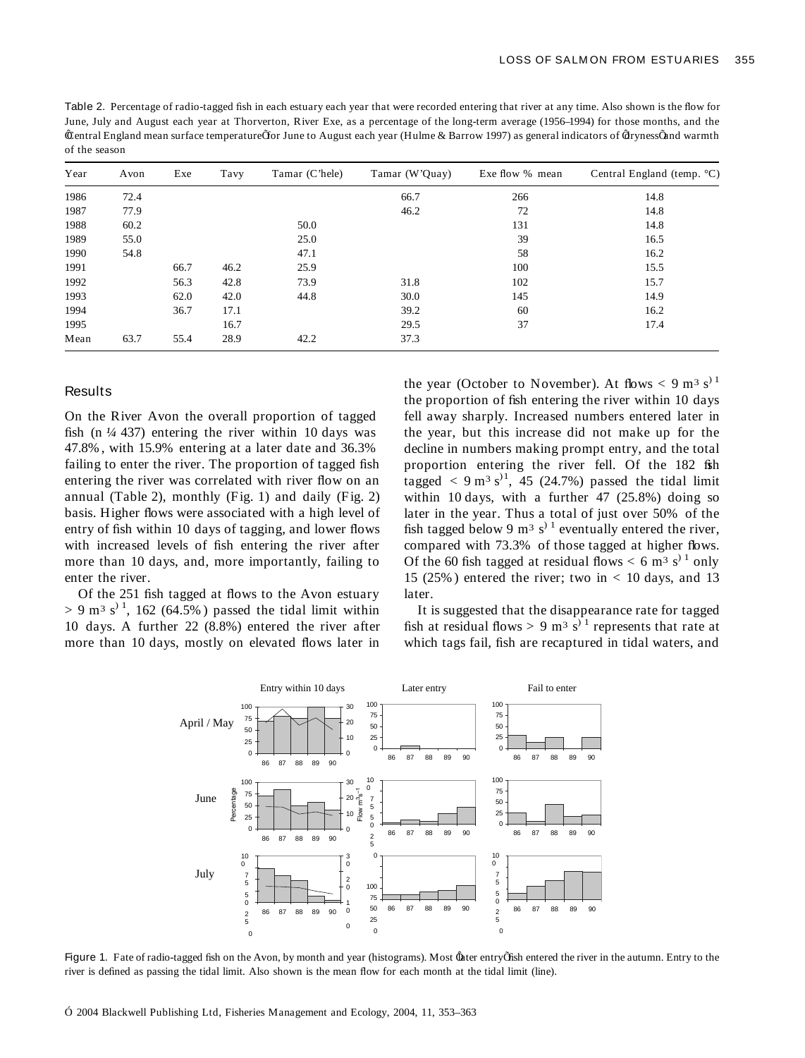Table 2. Percentage of radio-tagged fish in each estuary each year that were recorded entering that river at any time. Also shown is the flow for June, July and August each year at Thorverton, River Exe, as a percentage of the long-term average (1956–1994) for those months, and the 'Central England mean surface temperature' for June to August each year (Hulme & Barrow 1997) as general indicators of 'dryness' and warmth of the season

| Year | Avon | Exe | Tavy | Tamar (C'hele) | Tamar (W'Quay) | Exe flow % mean | Central England (temp. °C) |
|---|---|---|---|---|---|---|---|
| 1986 | 72.4 | | | | 66.7 | 266 | 14.8 |
| 1987 | 77.9 | | | | 46.2 | 72 | 14.8 |
| 1988 | 60.2 | | | 50.0 | | 131 | 14.8 |
| 1989 | 55.0 | | | 25.0 | | 39 | 16.5 |
| 1990 | 54.8 | | | 47.1 | | 58 | 16.2 |
| 1991 | | 66.7 | 46.2 | 25.9 | | 100 | 15.5 |
| 1992 | | 56.3 | 42.8 | 73.9 | 31.8 | 102 | 15.7 |
| 1993 | | 62.0 | 42.0 | 44.8 | 30.0 | 145 | 14.9 |
| 1994 | | 36.7 | 17.1 | | 39.2 | 60 | 16.2 |
| 1995 | | | 16.7 | | 29.5 | 37 | 17.4 |
| Mean | 63.7 | 55.4 | 28.9 | 42.2 | 37.3 | | |

## Results

On the River Avon the overall proportion of tagged fish (n = 437) entering the river within 10 days was 47.8%, with 15.9% entering at a later date and 36.3% failing to enter the river. The proportion of tagged fish entering the river was correlated with river flow on an annual (Table 2), monthly (Fig. 1) and daily (Fig. 2) basis. Higher flows were associated with a high level of entry of fish within 10 days of tagging, and lower flows with increased levels of fish entering the river after more than 10 days, and, more importantly, failing to enter the river.

Of the 251 fish tagged at flows to the Avon estuary $> 9\ m^3\ s^{-1}$, 162 (64.5%) passed the tidal limit within 10 days. A further 22 (8.8%) entered the river after more than 10 days, mostly on elevated flows later in the year (October to November). At flows $< 9\ m^3\ s^{-1}$ the proportion of fish entering the river within 10 days fell away sharply. Increased numbers entered later in the year, but this increase did not make up for the decline in numbers making prompt entry, and the total proportion entering the river fell. Of the 182 fish tagged $< 9\ m^3\ s^{-1}$, 45 (24.7%) passed the tidal limit within 10 days, with a further 47 (25.8%) doing so later in the year. Thus a total of just over 50% of the fish tagged below $9\ m^3\ s^{-1}$ eventually entered the river, compared with 73.3% of those tagged at higher flows. Of the 60 fish tagged at residual flows $< 6\ m^3\ s^{-1}$ only 15 (25%) entered the river; two in < 10 days, and 13 later.

It is suggested that the disappearance rate for tagged fish at residual flows $> 9\ m^3\ s^{-1}$ represents that rate at which tags fail, fish are recaptured in tidal waters, and

Figure 1. Fate of radio-tagged fish on the Avon, by month and year (histograms). Most 'later entry' fish entered the river in the autumn. Entry to the river is defined as passing the tidal limit. Also shown is the mean flow for each month at the tidal limit (line).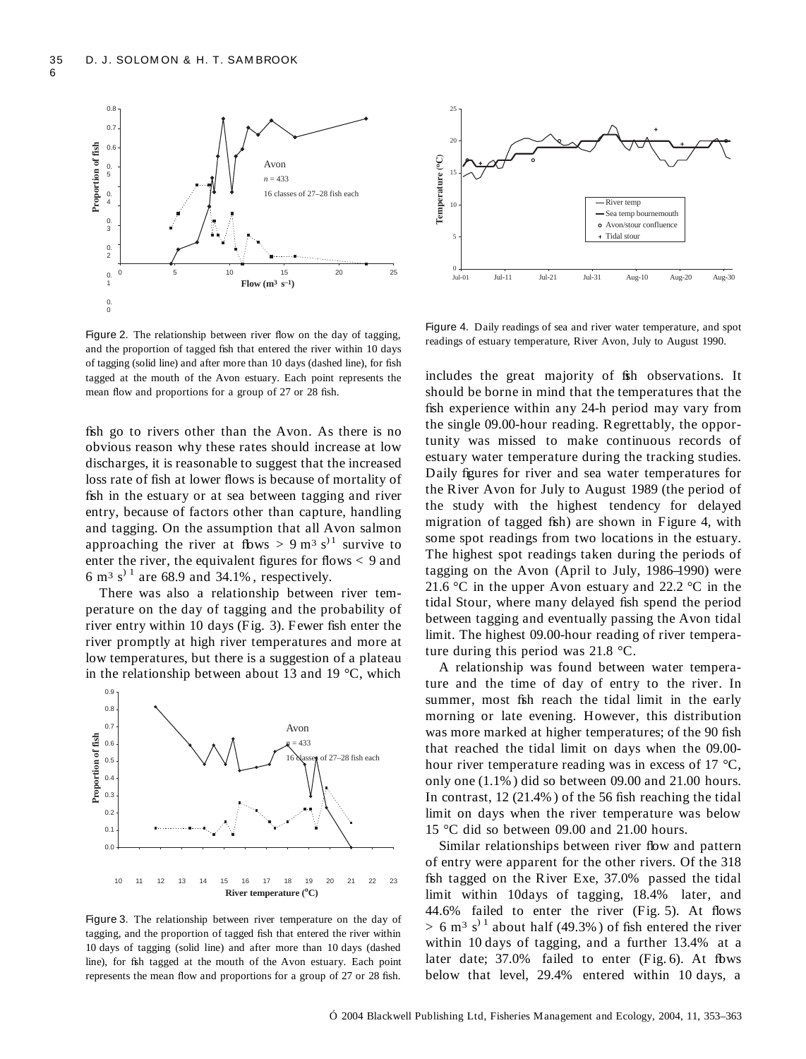Figure 2. The relationship between river flow on the day of tagging, and the proportion of tagged fish that entered the river within 10 days of tagging (solid line) and after more than 10 days (dashed line), for fish tagged at the mouth of the Avon estuary. Each point represents the mean flow and proportions for a group of 27 or 28 fish.

fish go to rivers other than the Avon. As there is no obvious reason why these rates should increase at low discharges, it is reasonable to suggest that the increased loss rate of fish at lower flows is because of mortality of fish in the estuary or at sea between tagging and river entry, because of factors other than capture, handling and tagging. On the assumption that all Avon salmon approaching the river at flows $> 9$ m$^3$ s$^{-1}$ survive to enter the river, the equivalent figures for flows $< 9$ and 6 m$^3$ s$^{-1}$ are 68.9 and 34.1%, respectively.

There was also a relationship between river temperature on the day of tagging and the probability of river entry within 10 days (Fig. 3). Fewer fish enter the river promptly at high river temperatures and more at low temperatures, but there is a suggestion of a plateau in the relationship between about 13 and 19 °C, which includes the great majority of fish observations. It should be borne in mind that the temperatures that the fish experience within any 24-h period may vary from the single 09.00-hour reading. Regrettably, the opportunity was missed to make continuous records of estuary water temperature during the tracking studies. Daily figures for river and sea water temperatures for the River Avon for July to August 1989 (the period of the study with the highest tendency for delayed migration of tagged fish) are shown in Figure 4, with some spot readings from two locations in the estuary. The highest spot readings taken during the periods of tagging on the Avon (April to July, 1986–1990) were 21.6 °C in the upper Avon estuary and 22.2 °C in the tidal Stour, where many delayed fish spend the period between tagging and eventually passing the Avon tidal limit. The highest 09.00-hour reading of river temperature during this period was 21.8 °C.

Figure 3. The relationship between river temperature on the day of tagging, and the proportion of tagged fish that entered the river within 10 days of tagging (solid line) and after more than 10 days (dashed line), for fish tagged at the mouth of the Avon estuary. Each point represents the mean flow and proportions for a group of 27 or 28 fish.

Figure 4. Daily readings of sea and river water temperature, and spot readings of estuary temperature, River Avon, July to August 1990.

A relationship was found between water temperature and the time of day of entry to the river. In summer, most fish reach the tidal limit in the early morning or late evening. However, this distribution was more marked at higher temperatures; of the 90 fish that reached the tidal limit on days when the 09.00-hour river temperature reading was in excess of 17 °C, only one (1.1%) did so between 09.00 and 21.00 hours. In contrast, 12 (21.4%) of the 56 fish reaching the tidal limit on days when the river temperature was below 15 °C did so between 09.00 and 21.00 hours.

Similar relationships between river flow and pattern of entry were apparent for the other rivers. Of the 318 fish tagged on the River Exe, 37.0% passed the tidal limit within 10 days of tagging, 18.4% later, and 44.6% failed to enter the river (Fig. 5). At flows $> 6$ m$^3$ s$^{-1}$ about half (49.3%) of fish entered the river within 10 days of tagging, and a further 13.4% at a later date; 37.0% failed to enter (Fig. 6). At flows below that level, 29.4% entered within 10 days, a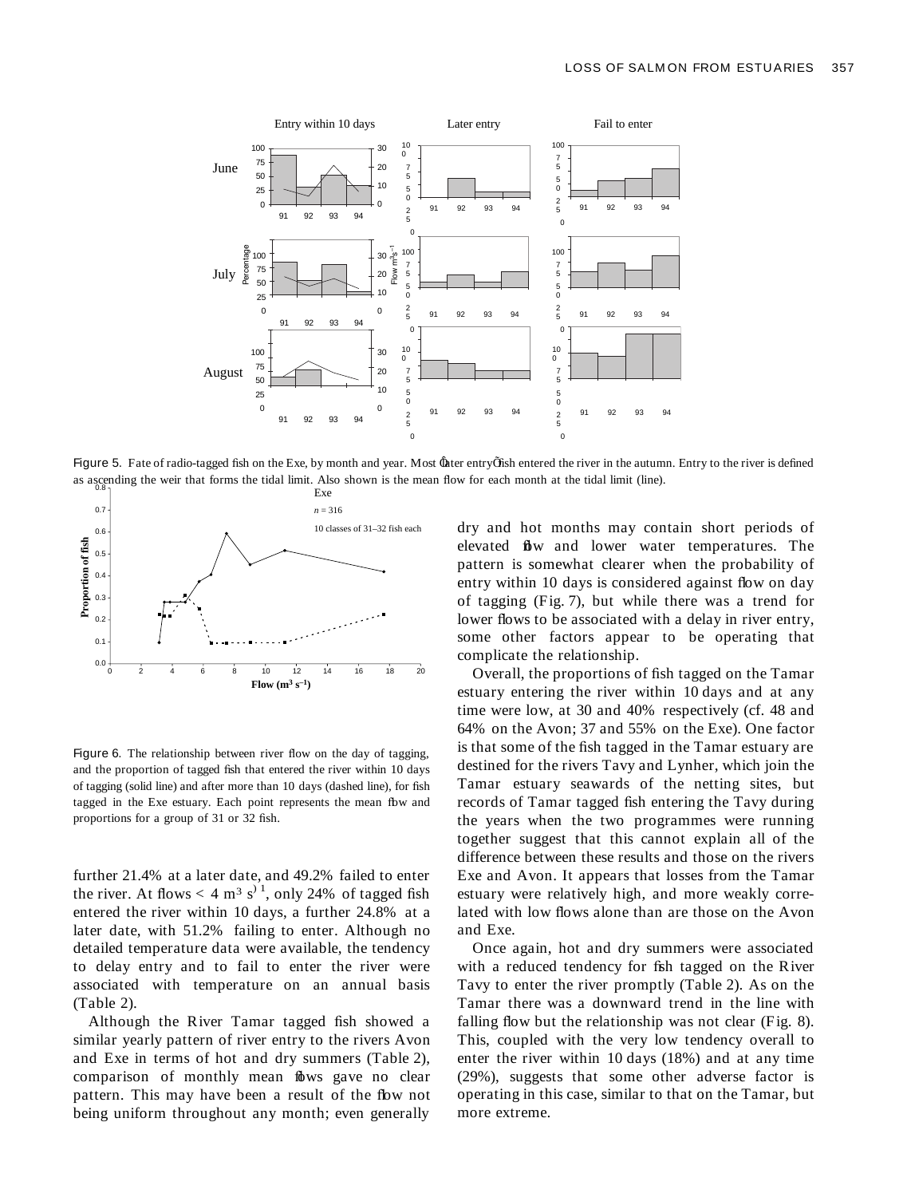Figure 5. Fate of radio-tagged fish on the Exe, by month and year. Most 'later entry' fish entered the river in the autumn. Entry to the river is defined as ascending the weir that forms the tidal limit. Also shown is the mean flow for each month at the tidal limit (line).

Figure 6. The relationship between river flow on the day of tagging, and the proportion of tagged fish that entered the river within 10 days of tagging (solid line) and after more than 10 days (dashed line), for fish tagged in the Exe estuary. Each point represents the mean flow and proportions for a group of 31 or 32 fish.

further 21.4% at a later date, and 49.2% failed to enter the river. At flows < 4 $m^3 s^{-1}$, only 24% of tagged fish entered the river within 10 days, a further 24.8% at a later date, with 51.2% failing to enter. Although no detailed temperature data were available, the tendency to delay entry and to fail to enter the river were associated with temperature on an annual basis (Table 2).

Although the River Tamar tagged fish showed a similar yearly pattern of river entry to the rivers Avon and Exe in terms of hot and dry summers (Table 2), comparison of monthly mean flows gave no clear pattern. This may have been a result of the flow not being uniform throughout any month; even generally dry and hot months may contain short periods of elevated flow and lower water temperatures. The pattern is somewhat clearer when the probability of entry within 10 days is considered against flow on day of tagging (Fig. 7), but while there was a trend for lower flows to be associated with a delay in river entry, some other factors appear to be operating that complicate the relationship.

Overall, the proportions of fish tagged on the Tamar estuary entering the river within 10 days and at any time were low, at 30 and 40% respectively (cf. 48 and 64% on the Avon; 37 and 55% on the Exe). One factor is that some of the fish tagged in the Tamar estuary are destined for the rivers Tavy and Lynher, which join the Tamar estuary seawards of the netting sites, but records of Tamar tagged fish entering the Tavy during the years when the two programmes were running together suggest that this cannot explain all of the difference between these results and those on the rivers Exe and Avon. It appears that losses from the Tamar estuary were relatively high, and more weakly correlated with low flows alone than are those on the Avon and Exe.

Once again, hot and dry summers were associated with a reduced tendency for fish tagged on the River Tavy to enter the river promptly (Table 2). As on the Tamar there was a downward trend in the line with falling flow but the relationship was not clear (Fig. 8). This, coupled with the very low tendency overall to enter the river within 10 days (18%) and at any time (29%), suggests that some other adverse factor is operating in this case, similar to that on the Tamar, but more extreme.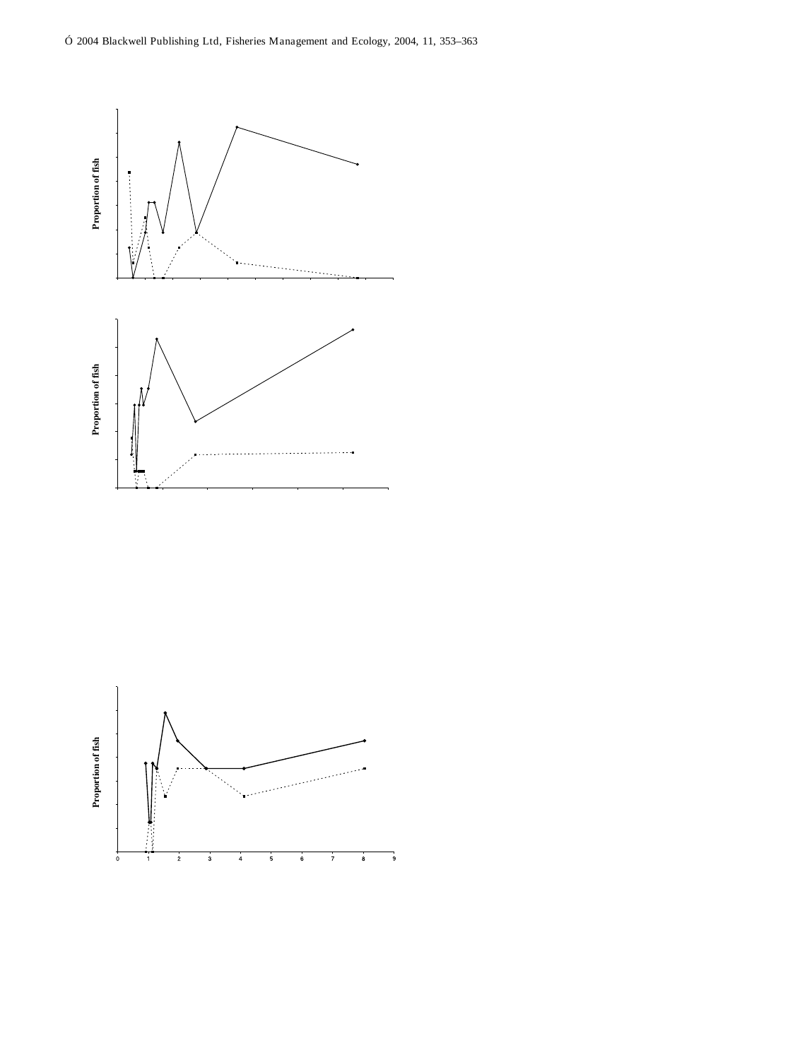Proportion of fish

Proportion of fish

Proportion of fish

0 1 2 3 4 5 6 7 8 9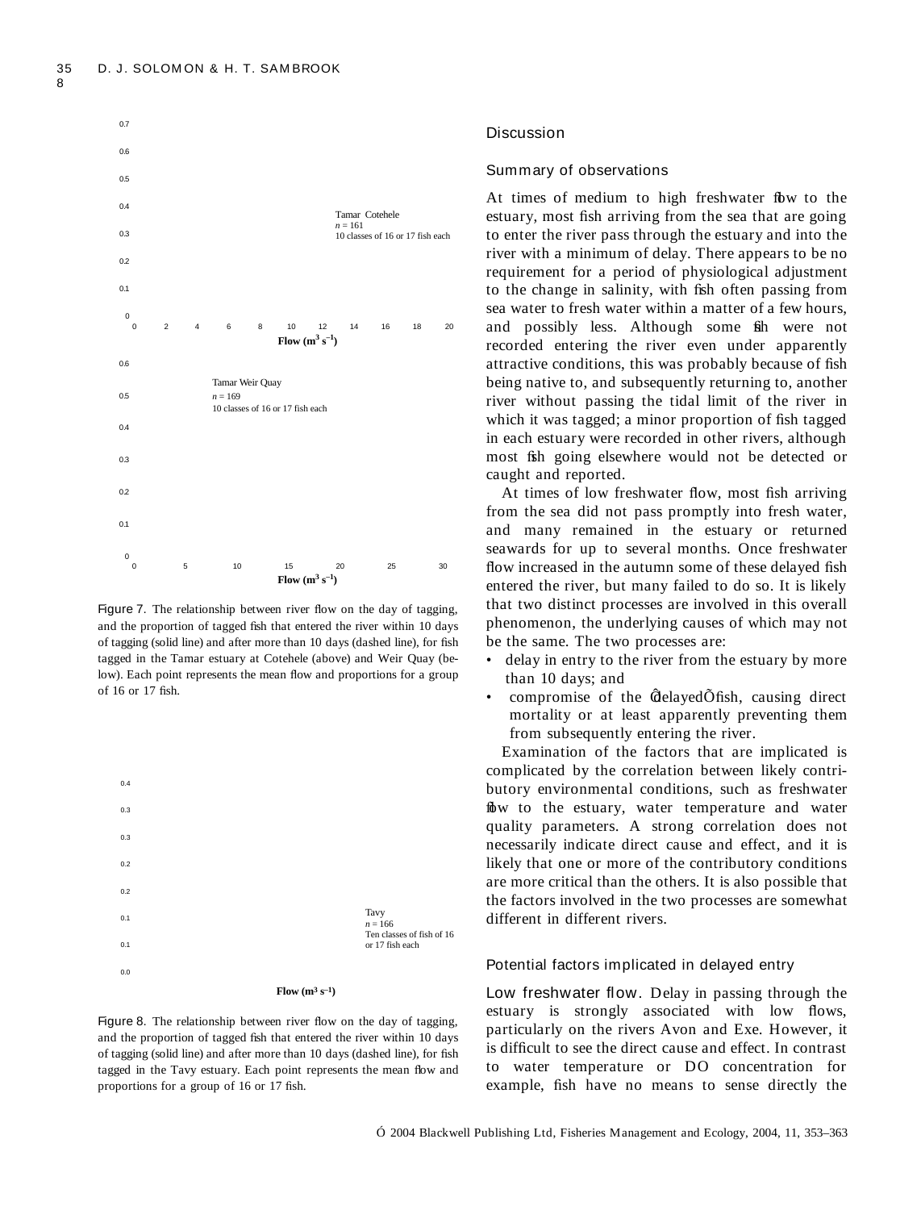Figure 7. The relationship between river flow on the day of tagging, and the proportion of tagged fish that entered the river within 10 days of tagging (solid line) and after more than 10 days (dashed line), for fish tagged in the Tamar estuary at Cotehele (above) and Weir Quay (below). Each point represents the mean flow and proportions for a group of 16 or 17 fish.

Figure 8. The relationship between river flow on the day of tagging, and the proportion of tagged fish that entered the river within 10 days of tagging (solid line) and after more than 10 days (dashed line), for fish tagged in the Tavy estuary. Each point represents the mean flow and proportions for a group of 16 or 17 fish.

## Discussion

### Summary of observations

At times of medium to high freshwater flow to the estuary, most fish arriving from the sea that are going to enter the river pass through the estuary and into the river with a minimum of delay. There appears to be no requirement for a period of physiological adjustment to the change in salinity, with fish often passing from sea water to fresh water within a matter of a few hours, and possibly less. Although some fish were not recorded entering the river even under apparently attractive conditions, this was probably because of fish being native to, and subsequently returning to, another river without passing the tidal limit of the river in which it was tagged; a minor proportion of fish tagged in each estuary were recorded in other rivers, although most fish going elsewhere would not be detected or caught and reported.

At times of low freshwater flow, most fish arriving from the sea did not pass promptly into fresh water, and many remained in the estuary or returned seawards for up to several months. Once freshwater flow increased in the autumn some of these delayed fish entered the river, but many failed to do so. It is likely that two distinct processes are involved in this overall phenomenon, the underlying causes of which may not be the same. The two processes are:

- delay in entry to the river from the estuary by more than 10 days; and
- compromise of the 'delayed' fish, causing direct mortality or at least apparently preventing them from subsequently entering the river.

Examination of the factors that are implicated is complicated by the correlation between likely contributory environmental conditions, such as freshwater flow to the estuary, water temperature and water quality parameters. A strong correlation does not necessarily indicate direct cause and effect, and it is likely that one or more of the contributory conditions are more critical than the others. It is also possible that the factors involved in the two processes are somewhat different in different rivers.

### Potential factors implicated in delayed entry

**Low freshwater flow.** Delay in passing through the estuary is strongly associated with low flows, particularly on the rivers Avon and Exe. However, it is difficult to see the direct cause and effect. In contrast to water temperature or DO concentration for example, fish have no means to sense directly the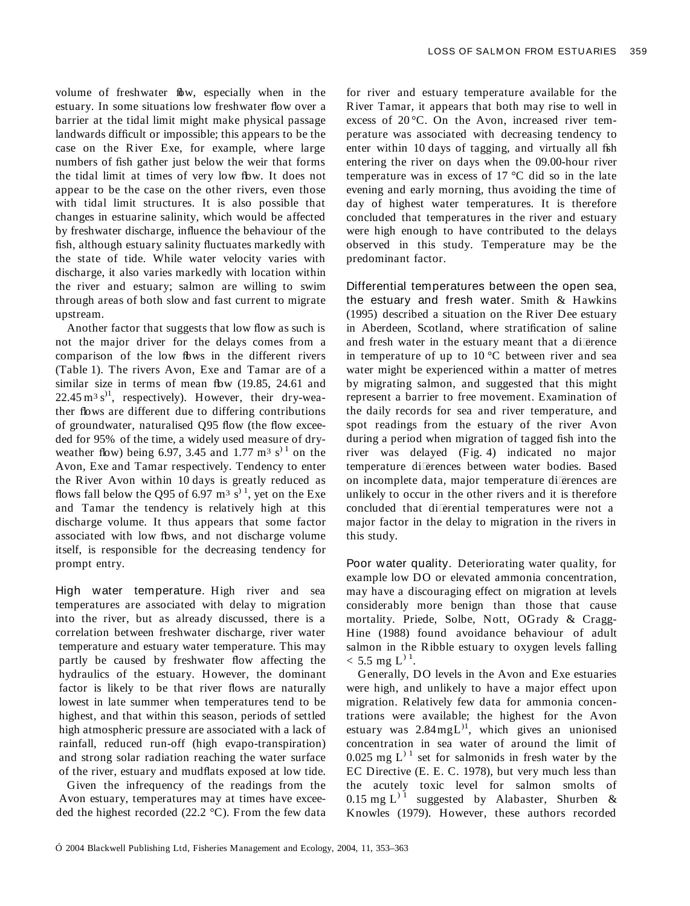volume of freshwater flow, especially when in the estuary. In some situations low freshwater flow over a barrier at the tidal limit might make physical passage landwards difficult or impossible; this appears to be the case on the River Exe, for example, where large numbers of fish gather just below the weir that forms the tidal limit at times of very low flow. It does not appear to be the case on the other rivers, even those with tidal limit structures. It is also possible that changes in estuarine salinity, which would be affected by freshwater discharge, influence the behaviour of the fish, although estuary salinity fluctuates markedly with the state of tide. While water velocity varies with discharge, it also varies markedly with location within the river and estuary; salmon are willing to swim through areas of both slow and fast current to migrate upstream.

Another factor that suggests that low flow as such is not the major driver for the delays comes from a comparison of the low flows in the different rivers (Table 1). The rivers Avon, Exe and Tamar are of a similar size in terms of mean flow (19.85, 24.61 and 22.45 $m^3 s^{-1}$, respectively). However, their dry-weather flows are different due to differing contributions of groundwater, naturalised Q95 flow (the flow exceeded for 95% of the time, a widely used measure of dry-weather flow) being 6.97, 3.45 and 1.77 $m^3 s^{-1}$ on the Avon, Exe and Tamar respectively. Tendency to enter the River Avon within 10 days is greatly reduced as flows fall below the Q95 of 6.97 $m^3 s^{-1}$, yet on the Exe and Tamar the tendency is relatively high at this discharge volume. It thus appears that some factor associated with low flows, and not discharge volume itself, is responsible for the decreasing tendency for prompt entry.

**High water temperature.** High river and sea temperatures are associated with delay to migration into the river, but as already discussed, there is a correlation between freshwater discharge, river water temperature and estuary water temperature. This may partly be caused by freshwater flow affecting the hydraulics of the estuary. However, the dominant factor is likely to be that river flows are naturally lowest in late summer when temperatures tend to be highest, and that within this season, periods of settled high atmospheric pressure are associated with a lack of rainfall, reduced run-off (high evapo-transpiration) and strong solar radiation reaching the water surface of the river, estuary and mudflats exposed at low tide.

Given the infrequency of the readings from the Avon estuary, temperatures may at times have exceeded the highest recorded (22.2 °C). From the few data for river and estuary temperature available for the River Tamar, it appears that both may rise to well in excess of 20 °C. On the Avon, increased river temperature was associated with decreasing tendency to enter within 10 days of tagging, and virtually all fish entering the river on days when the 09.00-hour river temperature was in excess of 17 °C did so in the late evening and early morning, thus avoiding the time of day of highest water temperatures. It is therefore concluded that temperatures in the river and estuary were high enough to have contributed to the delays observed in this study. Temperature may be the predominant factor.

**Differential temperatures between the open sea, the estuary and fresh water.** Smith & Hawkins (1995) described a situation on the River Dee estuary in Aberdeen, Scotland, where stratification of saline and fresh water in the estuary meant that a difference in temperature of up to 10 °C between river and sea water might be experienced within a matter of metres by migrating salmon, and suggested that this might represent a barrier to free movement. Examination of the daily records for sea and river temperature, and spot readings from the estuary of the river Avon during a period when migration of tagged fish into the river was delayed (Fig. 4) indicated no major temperature differences between water bodies. Based on incomplete data, major temperature differences are unlikely to occur in the other rivers and it is therefore concluded that differential temperatures were not a major factor in the delay to migration in the rivers in this study.

**Poor water quality.** Deteriorating water quality, for example low DO or elevated ammonia concentration, may have a discouraging effect on migration at levels considerably more benign than those that cause mortality. Priede, Solbe, Nott, OGrady & Cragg-Hine (1988) found avoidance behaviour of adult salmon in the Ribble estuary to oxygen levels falling < 5.5 mg $L^{-1}$.

Generally, DO levels in the Avon and Exe estuaries were high, and unlikely to have a major effect upon migration. Relatively few data for ammonia concentrations were available; the highest for the Avon estuary was 2.84 mg $L^{-1}$, which gives an unionised concentration in sea water of around the limit of 0.025 mg $L^{-1}$ set for salmonids in fresh water by the EC Directive (E. E. C. 1978), but very much less than the acutely toxic level for salmon smolts of 0.15 mg $L^{-1}$ suggested by Alabaster, Shurben & Knowles (1979). However, these authors recorded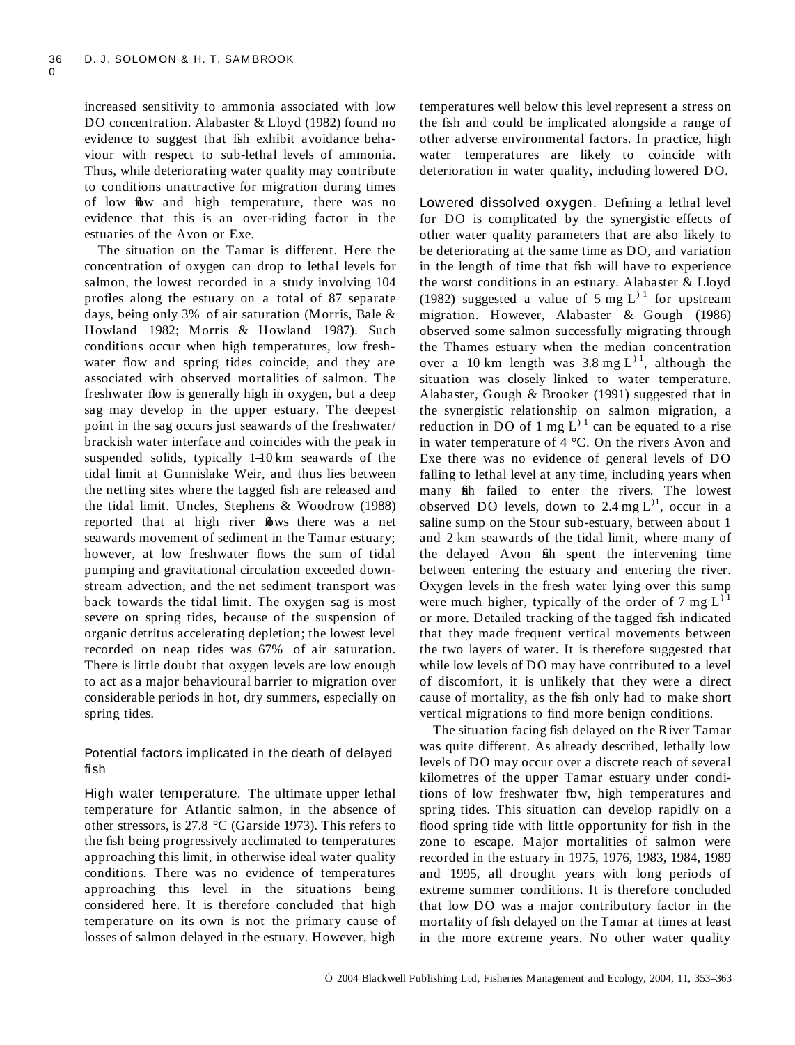increased sensitivity to ammonia associated with low DO concentration. Alabaster & Lloyd (1982) found no evidence to suggest that fish exhibit avoidance behaviour with respect to sub-lethal levels of ammonia. Thus, while deteriorating water quality may contribute to conditions unattractive for migration during times of low flow and high temperature, there was no evidence that this is an over-riding factor in the estuaries of the Avon or Exe.

The situation on the Tamar is different. Here the concentration of oxygen can drop to lethal levels for salmon, the lowest recorded in a study involving 104 profiles along the estuary on a total of 87 separate days, being only 3% of air saturation (Morris, Bale & Howland 1982; Morris & Howland 1987). Such conditions occur when high temperatures, low freshwater flow and spring tides coincide, and they are associated with observed mortalities of salmon. The freshwater flow is generally high in oxygen, but a deep sag may develop in the upper estuary. The deepest point in the sag occurs just seawards of the freshwater/brackish water interface and coincides with the peak in suspended solids, typically 1–10 km seawards of the tidal limit at Gunnislake Weir, and thus lies between the netting sites where the tagged fish are released and the tidal limit. Uncles, Stephens & Woodrow (1988) reported that at high river flows there was a net seawards movement of sediment in the Tamar estuary; however, at low freshwater flows the sum of tidal pumping and gravitational circulation exceeded downstream advection, and the net sediment transport was back towards the tidal limit. The oxygen sag is most severe on spring tides, because of the suspension of organic detritus accelerating depletion; the lowest level recorded on neap tides was 67% of air saturation. There is little doubt that oxygen levels are low enough to act as a major behavioural barrier to migration over considerable periods in hot, dry summers, especially on spring tides.

## Potential factors implicated in the death of delayed fish

**High water temperature.** The ultimate upper lethal temperature for Atlantic salmon, in the absence of other stressors, is 27.8 °C (Garside 1973). This refers to the fish being progressively acclimated to temperatures approaching this limit, in otherwise ideal water quality conditions. There was no evidence of temperatures approaching this level in the situations being considered here. It is therefore concluded that high temperature on its own is not the primary cause of losses of salmon delayed in the estuary. However, high temperatures well below this level represent a stress on the fish and could be implicated alongside a range of other adverse environmental factors. In practice, high water temperatures are likely to coincide with deterioration in water quality, including lowered DO.

**Lowered dissolved oxygen.** Defining a lethal level for DO is complicated by the synergistic effects of other water quality parameters that are also likely to be deteriorating at the same time as DO, and variation in the length of time that fish will have to experience the worst conditions in an estuary. Alabaster & Lloyd (1982) suggested a value of 5 mg $L^{-1}$ for upstream migration. However, Alabaster & Gough (1986) observed some salmon successfully migrating through the Thames estuary when the median concentration over a 10 km length was 3.8 mg $L^{-1}$, although the situation was closely linked to water temperature. Alabaster, Gough & Brooker (1991) suggested that in the synergistic relationship on salmon migration, a reduction in DO of 1 mg $L^{-1}$ can be equated to a rise in water temperature of 4 °C. On the rivers Avon and Exe there was no evidence of general levels of DO falling to lethal level at any time, including years when many fish failed to enter the rivers. The lowest observed DO levels, down to 2.4 mg $L^{-1}$, occur in a saline sump on the Stour sub-estuary, between about 1 and 2 km seawards of the tidal limit, where many of the delayed Avon fish spent the intervening time between entering the estuary and entering the river. Oxygen levels in the fresh water lying over this sump were much higher, typically of the order of 7 mg $L^{-1}$ or more. Detailed tracking of the tagged fish indicated that they made frequent vertical movements between the two layers of water. It is therefore suggested that while low levels of DO may have contributed to a level of discomfort, it is unlikely that they were a direct cause of mortality, as the fish only had to make short vertical migrations to find more benign conditions.

The situation facing fish delayed on the River Tamar was quite different. As already described, lethally low levels of DO may occur over a discrete reach of several kilometres of the upper Tamar estuary under conditions of low freshwater flow, high temperatures and spring tides. This situation can develop rapidly on a flood spring tide with little opportunity for fish in the zone to escape. Major mortalities of salmon were recorded in the estuary in 1975, 1976, 1983, 1984, 1989 and 1995, all drought years with long periods of extreme summer conditions. It is therefore concluded that low DO was a major contributory factor in the mortality of fish delayed on the Tamar at times at least in the more extreme years. No other water quality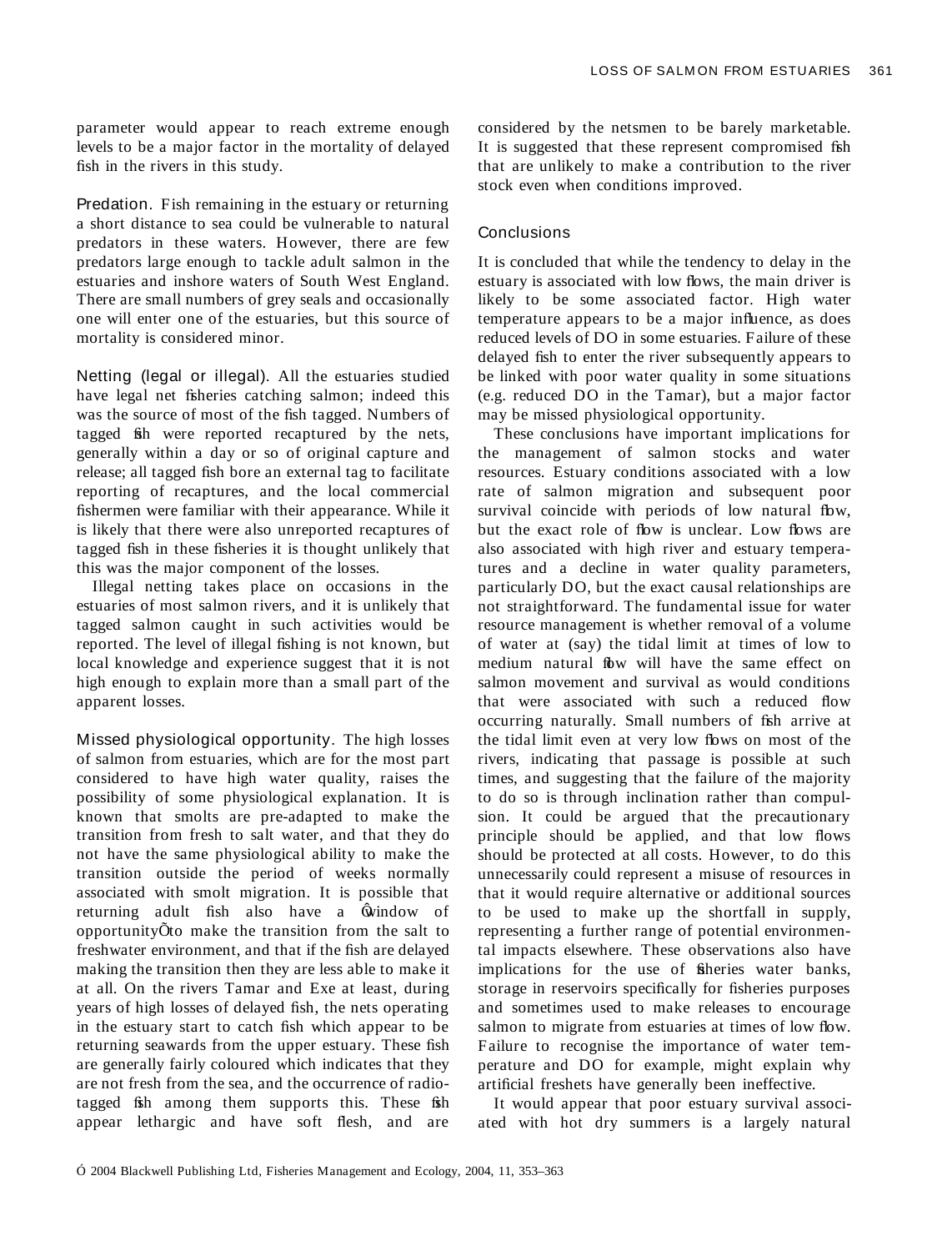parameter would appear to reach extreme enough levels to be a major factor in the mortality of delayed fish in the rivers in this study.

**Predation.** Fish remaining in the estuary or returning a short distance to sea could be vulnerable to natural predators in these waters. However, there are few predators large enough to tackle adult salmon in the estuaries and inshore waters of South West England. There are small numbers of grey seals and occasionally one will enter one of the estuaries, but this source of mortality is considered minor.

**Netting (legal or illegal).** All the estuaries studied have legal net fisheries catching salmon; indeed this was the source of most of the fish tagged. Numbers of tagged fish were reported recaptured by the nets, generally within a day or so of original capture and release; all tagged fish bore an external tag to facilitate reporting of recaptures, and the local commercial fishermen were familiar with their appearance. While it is likely that there were also unreported recaptures of tagged fish in these fisheries it is thought unlikely that this was the major component of the losses.

Illegal netting takes place on occasions in the estuaries of most salmon rivers, and it is unlikely that tagged salmon caught in such activities would be reported. The level of illegal fishing is not known, but local knowledge and experience suggest that it is not high enough to explain more than a small part of the apparent losses.

**Missed physiological opportunity.** The high losses of salmon from estuaries, which are for the most part considered to have high water quality, raises the possibility of some physiological explanation. It is known that smolts are pre-adapted to make the transition from fresh to salt water, and that they do not have the same physiological ability to make the transition outside the period of weeks normally associated with smolt migration. It is possible that returning adult fish also have a 'window of opportunity' to make the transition from the salt to freshwater environment, and that if the fish are delayed making the transition then they are less able to make it at all. On the rivers Tamar and Exe at least, during years of high losses of delayed fish, the nets operating in the estuary start to catch fish which appear to be returning seawards from the upper estuary. These fish are generally fairly coloured which indicates that they are not fresh from the sea, and the occurrence of radio-tagged fish among them supports this. These fish appear lethargic and have soft flesh, and are considered by the netsmen to be barely marketable. It is suggested that these represent compromised fish that are unlikely to make a contribution to the river stock even when conditions improved.

## Conclusions

It is concluded that while the tendency to delay in the estuary is associated with low flows, the main driver is likely to be some associated factor. High water temperature appears to be a major influence, as does reduced levels of DO in some estuaries. Failure of these delayed fish to enter the river subsequently appears to be linked with poor water quality in some situations (e.g. reduced DO in the Tamar), but a major factor may be missed physiological opportunity.

These conclusions have important implications for the management of salmon stocks and water resources. Estuary conditions associated with a low rate of salmon migration and subsequent poor survival coincide with periods of low natural flow, but the exact role of flow is unclear. Low flows are also associated with high river and estuary temperatures and a decline in water quality parameters, particularly DO, but the exact causal relationships are not straightforward. The fundamental issue for water resource management is whether removal of a volume of water at (say) the tidal limit at times of low to medium natural flow will have the same effect on salmon movement and survival as would conditions that were associated with such a reduced flow occurring naturally. Small numbers of fish arrive at the tidal limit even at very low flows on most of the rivers, indicating that passage is possible at such times, and suggesting that the failure of the majority to do so is through inclination rather than compulsion. It could be argued that the precautionary principle should be applied, and that low flows should be protected at all costs. However, to do this unnecessarily could represent a misuse of resources in that it would require alternative or additional sources to be used to make up the shortfall in supply, representing a further range of potential environmental impacts elsewhere. These observations also have implications for the use of fisheries water banks, storage in reservoirs specifically for fisheries purposes and sometimes used to make releases to encourage salmon to migrate from estuaries at times of low flow. Failure to recognise the importance of water temperature and DO for example, might explain why artificial freshets have generally been ineffective.

It would appear that poor estuary survival associated with hot dry summers is a largely natural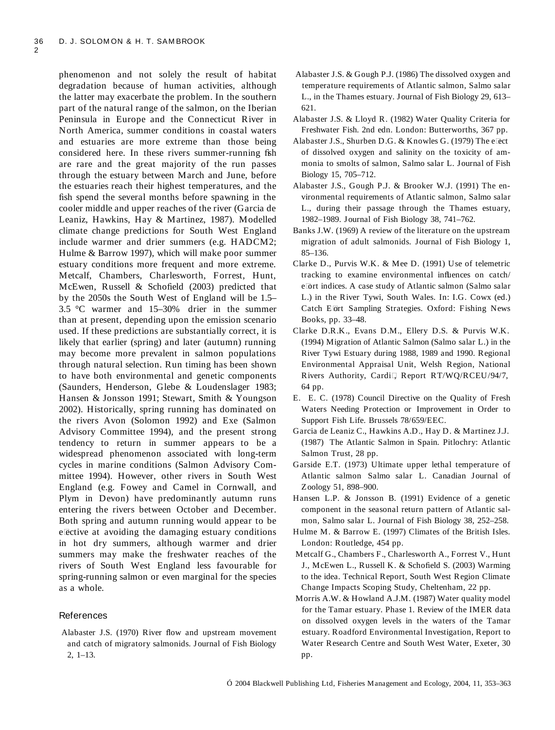phenomenon and not solely the result of habitat degradation because of human activities, although the latter may exacerbate the problem. In the southern part of the natural range of the salmon, on the Iberian Peninsula in Europe and the Connecticut River in North America, summer conditions in coastal waters and estuaries are more extreme than those being considered here. In these rivers summer-running fish are rare and the great majority of the run passes through the estuary between March and June, before the estuaries reach their highest temperatures, and the fish spend the several months before spawning in the cooler middle and upper reaches of the river (Garcia de Leaniz, Hawkins, Hay & Martinez, 1987). Modelled climate change predictions for South West England include warmer and drier summers (e.g. HADCM2; Hulme & Barrow 1997), which will make poor summer estuary conditions more frequent and more extreme. Metcalf, Chambers, Charlesworth, Forrest, Hunt, McEwen, Russell & Schofield (2003) predicted that by the 2050s the South West of England will be 1.5–3.5 °C warmer and 15–30% drier in the summer than at present, depending upon the emission scenario used. If these predictions are substantially correct, it is likely that earlier (spring) and later (autumn) running may become more prevalent in salmon populations through natural selection. Run timing has been shown to have both environmental and genetic components (Saunders, Henderson, Glebe & Loudenslager 1983; Hansen & Jonsson 1991; Stewart, Smith & Youngson 2002). Historically, spring running has dominated on the rivers Avon (Solomon 1992) and Exe (Salmon Advisory Committee 1994), and the present strong tendency to return in summer appears to be a widespread phenomenon associated with long-term cycles in marine conditions (Salmon Advisory Committee 1994). However, other rivers in South West England (e.g. Fowey and Camel in Cornwall, and Plym in Devon) have predominantly autumn runs entering the rivers between October and December. Both spring and autumn running would appear to be effective at avoiding the damaging estuary conditions in hot dry summers, although warmer and drier summers may make the freshwater reaches of the rivers of South West England less favourable for spring-running salmon or even marginal for the species as a whole.

## References

Alabaster J.S. (1970) River flow and upstream movement and catch of migratory salmonids. Journal of Fish Biology 2, 1–13.

Alabaster J.S. & Gough P.J. (1986) The dissolved oxygen and temperature requirements of Atlantic salmon, Salmo salar L., in the Thames estuary. Journal of Fish Biology 29, 613–621.

Alabaster J.S. & Lloyd R. (1982) Water Quality Criteria for Freshwater Fish. 2nd edn. London: Butterworths, 367 pp.

Alabaster J.S., Shurben D.G. & Knowles G. (1979) The effect of dissolved oxygen and salinity on the toxicity of ammonia to smolts of salmon, Salmo salar L. Journal of Fish Biology 15, 705–712.

Alabaster J.S., Gough P.J. & Brooker W.J. (1991) The environmental requirements of Atlantic salmon, Salmo salar L., during their passage through the Thames estuary, 1982–1989. Journal of Fish Biology 38, 741–762.

Banks J.W. (1969) A review of the literature on the upstream migration of adult salmonids. Journal of Fish Biology 1, 85–136.

Clarke D., Purvis W.K. & Mee D. (1991) Use of telemetric tracking to examine environmental influences on catch/effort indices. A case study of Atlantic salmon (Salmo salar L.) in the River Tywi, South Wales. In: I.G. Cowx (ed.) Catch Effort Sampling Strategies. Oxford: Fishing News Books, pp. 33–48.

Clarke D.R.K., Evans D.M., Ellery D.S. & Purvis W.K. (1994) Migration of Atlantic Salmon (Salmo salar L.) in the River Tywi Estuary during 1988, 1989 and 1990. Regional Environmental Appraisal Unit, Welsh Region, National Rivers Authority, Cardiff, Report RT/WQ/RCEU/94/7, 64 pp.

E. E. C. (1978) Council Directive on the Quality of Fresh Waters Needing Protection or Improvement in Order to Support Fish Life. Brussels 78/659/EEC.

Garcia de Leaniz C., Hawkins A.D., Hay D. & Martinez J.J. (1987) The Atlantic Salmon in Spain. Pitlochry: Atlantic Salmon Trust, 28 pp.

Garside E.T. (1973) Ultimate upper lethal temperature of Atlantic salmon Salmo salar L. Canadian Journal of Zoology 51, 898–900.

Hansen L.P. & Jonsson B. (1991) Evidence of a genetic component in the seasonal return pattern of Atlantic salmon, Salmo salar L. Journal of Fish Biology 38, 252–258.

Hulme M. & Barrow E. (1997) Climates of the British Isles. London: Routledge, 454 pp.

Metcalf G., Chambers F., Charlesworth A., Forrest V., Hunt J., McEwen L., Russell K. & Schofield S. (2003) Warming to the idea. Technical Report, South West Region Climate Change Impacts Scoping Study, Cheltenham, 22 pp.

Morris A.W. & Howland A.J.M. (1987) Water quality model for the Tamar estuary. Phase 1. Review of the IMER data on dissolved oxygen levels in the waters of the Tamar estuary. Roadford Environmental Investigation, Report to Water Research Centre and South West Water, Exeter, 30 pp.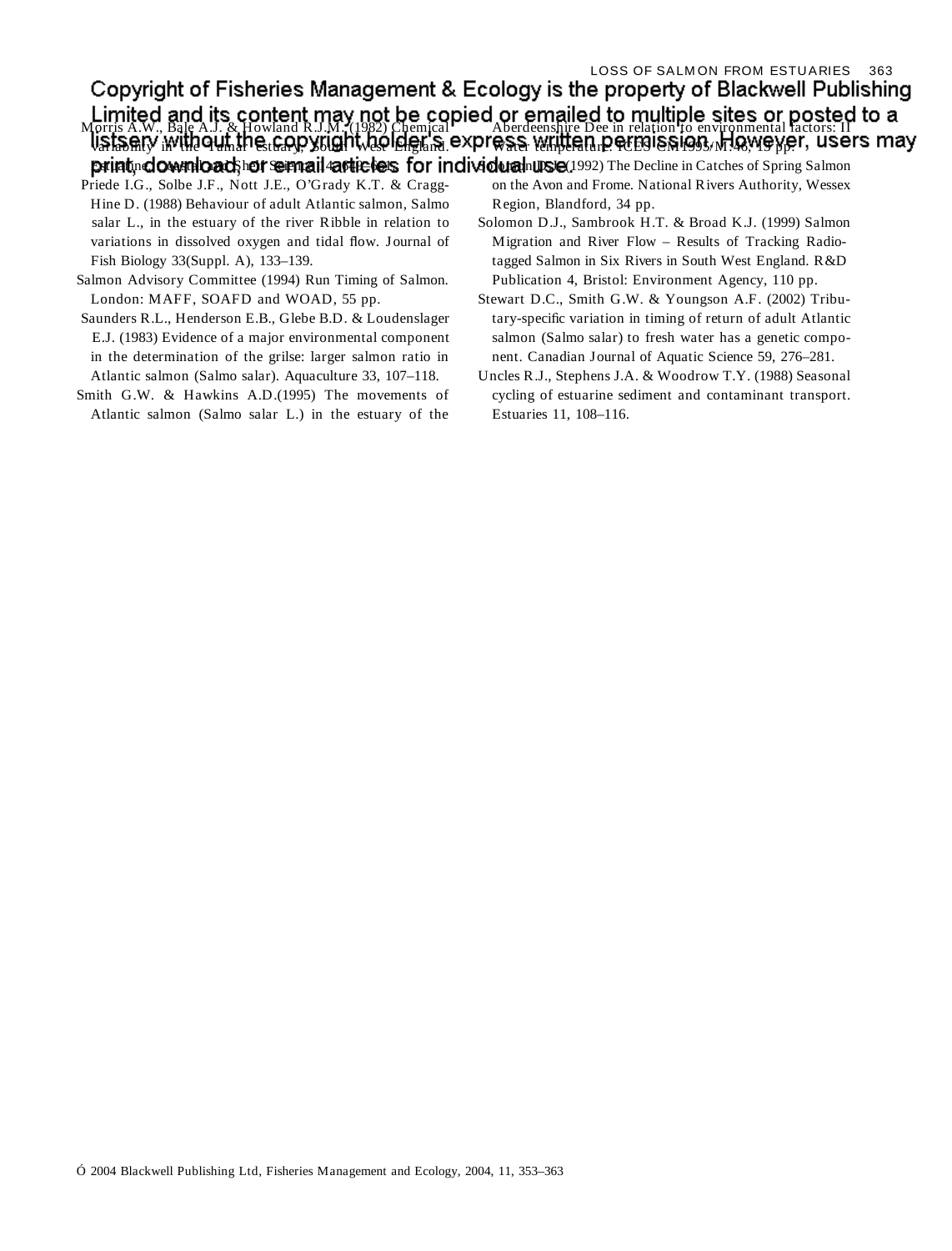Morris A.W., Bale A.J. & Howland R.J.M. (1982) Chemical variability in the Tamar estuary, South West England. Estuarine, Coastal and Shelf Science 14, 649–661.

Priede I.G., Solbe J.F., Nott J.E., O'Grady K.T. & Cragg-Hine D. (1988) Behaviour of adult Atlantic salmon, Salmo salar L., in the estuary of the river Ribble in relation to variations in dissolved oxygen and tidal flow. Journal of Fish Biology 33(Suppl. A), 133–139.

Salmon Advisory Committee (1994) Run Timing of Salmon. London: MAFF, SOAFD and WOAD, 55 pp.

Saunders R.L., Henderson E.B., Glebe B.D. & Loudenslager E.J. (1983) Evidence of a major environmental component in the determination of the grilse: larger salmon ratio in Atlantic salmon (Salmo salar). Aquaculture 33, 107–118.

Smith G.W. & Hawkins A.D.(1995) The movements of Atlantic salmon (Salmo salar L.) in the estuary of the Aberdeenshire Dee in relation to environmental factors: II Water temperature. ICES CM1995/M:46, 15 pp.

Solomon D.J. (1992) The Decline in Catches of Spring Salmon on the Avon and Frome. National Rivers Authority, Wessex Region, Blandford, 34 pp.

Solomon D.J., Sambrook H.T. & Broad K.J. (1999) Salmon Migration and River Flow – Results of Tracking Radio-tagged Salmon in Six Rivers in South West England. R&D Publication 4, Bristol: Environment Agency, 110 pp.

Stewart D.C., Smith G.W. & Youngson A.F. (2002) Tributary-specific variation in timing of return of adult Atlantic salmon (Salmo salar) to fresh water has a genetic component. Canadian Journal of Aquatic Science 59, 276–281.

Uncles R.J., Stephens J.A. & Woodrow T.Y. (1988) Seasonal cycling of estuarine sediment and contaminant transport. Estuaries 11, 108–116.